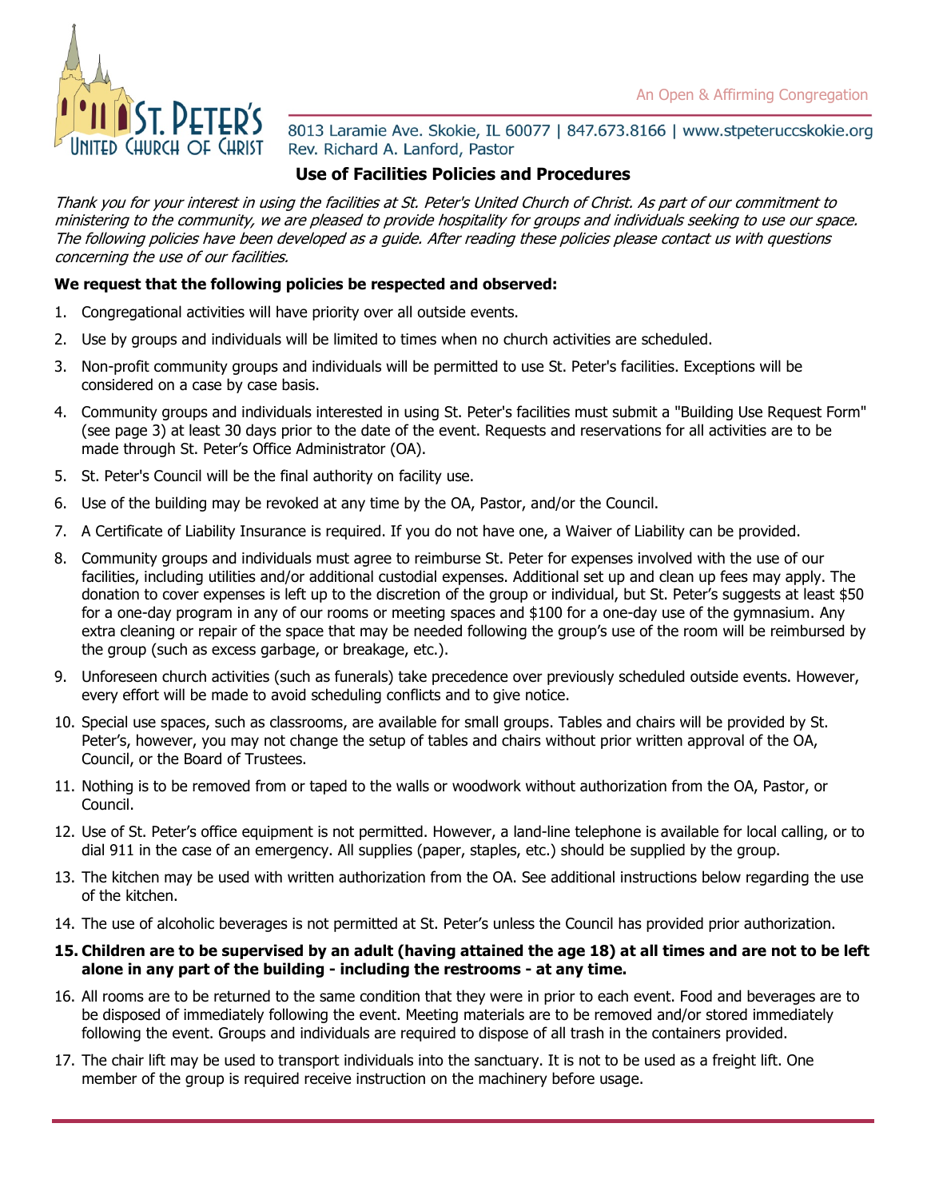An Open & Affirming Congregation

ST. PETER'S UNITED CHURCH OF CHRIST

8013 Laramie Ave. Skokie, IL 60077 | 847.673.8166 | www.stpeteruccskokie.org
Rev. Richard A. Lanford, Pastor

## Use of Facilities Policies and Procedures

*Thank you for your interest in using the facilities at St. Peter's United Church of Christ. As part of our commitment to ministering to the community, we are pleased to provide hospitality for groups and individuals seeking to use our space. The following policies have been developed as a guide. After reading these policies please contact us with questions concerning the use of our facilities.*

**We request that the following policies be respected and observed:**

1. Congregational activities will have priority over all outside events.
2. Use by groups and individuals will be limited to times when no church activities are scheduled.
3. Non-profit community groups and individuals will be permitted to use St. Peter's facilities. Exceptions will be considered on a case by case basis.
4. Community groups and individuals interested in using St. Peter's facilities must submit a "Building Use Request Form" (see page 3) at least 30 days prior to the date of the event. Requests and reservations for all activities are to be made through St. Peter's Office Administrator (OA).
5. St. Peter's Council will be the final authority on facility use.
6. Use of the building may be revoked at any time by the OA, Pastor, and/or the Council.
7. A Certificate of Liability Insurance is required. If you do not have one, a Waiver of Liability can be provided.
8. Community groups and individuals must agree to reimburse St. Peter for expenses involved with the use of our facilities, including utilities and/or additional custodial expenses. Additional set up and clean up fees may apply. The donation to cover expenses is left up to the discretion of the group or individual, but St. Peter's suggests at least $50 for a one-day program in any of our rooms or meeting spaces and $100 for a one-day use of the gymnasium. Any extra cleaning or repair of the space that may be needed following the group's use of the room will be reimbursed by the group (such as excess garbage, or breakage, etc.).
9. Unforeseen church activities (such as funerals) take precedence over previously scheduled outside events. However, every effort will be made to avoid scheduling conflicts and to give notice.
10. Special use spaces, such as classrooms, are available for small groups. Tables and chairs will be provided by St. Peter's, however, you may not change the setup of tables and chairs without prior written approval of the OA, Council, or the Board of Trustees.
11. Nothing is to be removed from or taped to the walls or woodwork without authorization from the OA, Pastor, or Council.
12. Use of St. Peter's office equipment is not permitted. However, a land-line telephone is available for local calling, or to dial 911 in the case of an emergency. All supplies (paper, staples, etc.) should be supplied by the group.
13. The kitchen may be used with written authorization from the OA. See additional instructions below regarding the use of the kitchen.
14. The use of alcoholic beverages is not permitted at St. Peter's unless the Council has provided prior authorization.
15. **Children are to be supervised by an adult (having attained the age 18) at all times and are not to be left alone in any part of the building - including the restrooms - at any time.**
16. All rooms are to be returned to the same condition that they were in prior to each event. Food and beverages are to be disposed of immediately following the event. Meeting materials are to be removed and/or stored immediately following the event. Groups and individuals are required to dispose of all trash in the containers provided.
17. The chair lift may be used to transport individuals into the sanctuary. It is not to be used as a freight lift. One member of the group is required receive instruction on the machinery before usage.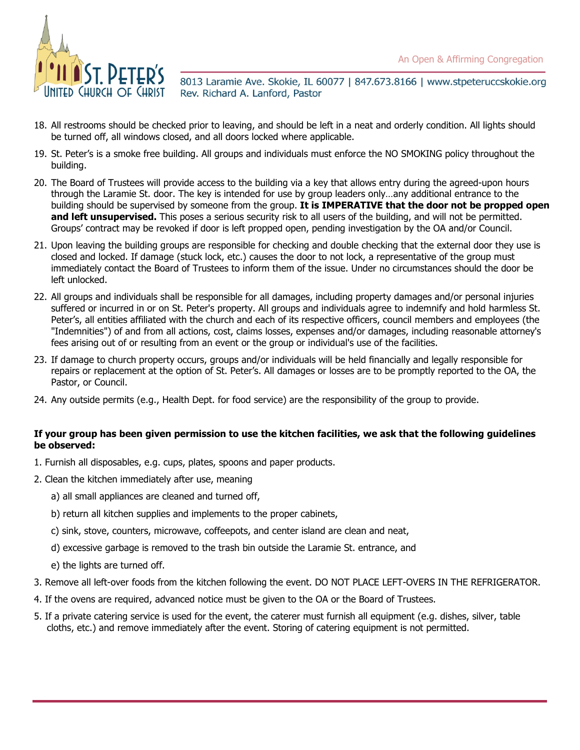18. All restrooms should be checked prior to leaving, and should be left in a neat and orderly condition. All lights should be turned off, all windows closed, and all doors locked where applicable.

19. St. Peter's is a smoke free building. All groups and individuals must enforce the NO SMOKING policy throughout the building.

20. The Board of Trustees will provide access to the building via a key that allows entry during the agreed-upon hours through the Laramie St. door. The key is intended for use by group leaders only…any additional entrance to the building should be supervised by someone from the group. **It is IMPERATIVE that the door not be propped open and left unsupervised.** This poses a serious security risk to all users of the building, and will not be permitted. Groups' contract may be revoked if door is left propped open, pending investigation by the OA and/or Council.

21. Upon leaving the building groups are responsible for checking and double checking that the external door they use is closed and locked. If damage (stuck lock, etc.) causes the door to not lock, a representative of the group must immediately contact the Board of Trustees to inform them of the issue. Under no circumstances should the door be left unlocked.

22. All groups and individuals shall be responsible for all damages, including property damages and/or personal injuries suffered or incurred in or on St. Peter's property. All groups and individuals agree to indemnify and hold harmless St. Peter's, all entities affiliated with the church and each of its respective officers, council members and employees (the "Indemnities") of and from all actions, cost, claims losses, expenses and/or damages, including reasonable attorney's fees arising out of or resulting from an event or the group or individual's use of the facilities.

23. If damage to church property occurs, groups and/or individuals will be held financially and legally responsible for repairs or replacement at the option of St. Peter's. All damages or losses are to be promptly reported to the OA, the Pastor, or Council.

24. Any outside permits (e.g., Health Dept. for food service) are the responsibility of the group to provide.

**If your group has been given permission to use the kitchen facilities, we ask that the following guidelines be observed:**

1. Furnish all disposables, e.g. cups, plates, spoons and paper products.
2. Clean the kitchen immediately after use, meaning
   a) all small appliances are cleaned and turned off,
   b) return all kitchen supplies and implements to the proper cabinets,
   c) sink, stove, counters, microwave, coffeepots, and center island are clean and neat,
   d) excessive garbage is removed to the trash bin outside the Laramie St. entrance, and
   e) the lights are turned off.
3. Remove all left-over foods from the kitchen following the event. DO NOT PLACE LEFT-OVERS IN THE REFRIGERATOR.
4. If the ovens are required, advanced notice must be given to the OA or the Board of Trustees.
5. If a private catering service is used for the event, the caterer must furnish all equipment (e.g. dishes, silver, table cloths, etc.) and remove immediately after the event. Storing of catering equipment is not permitted.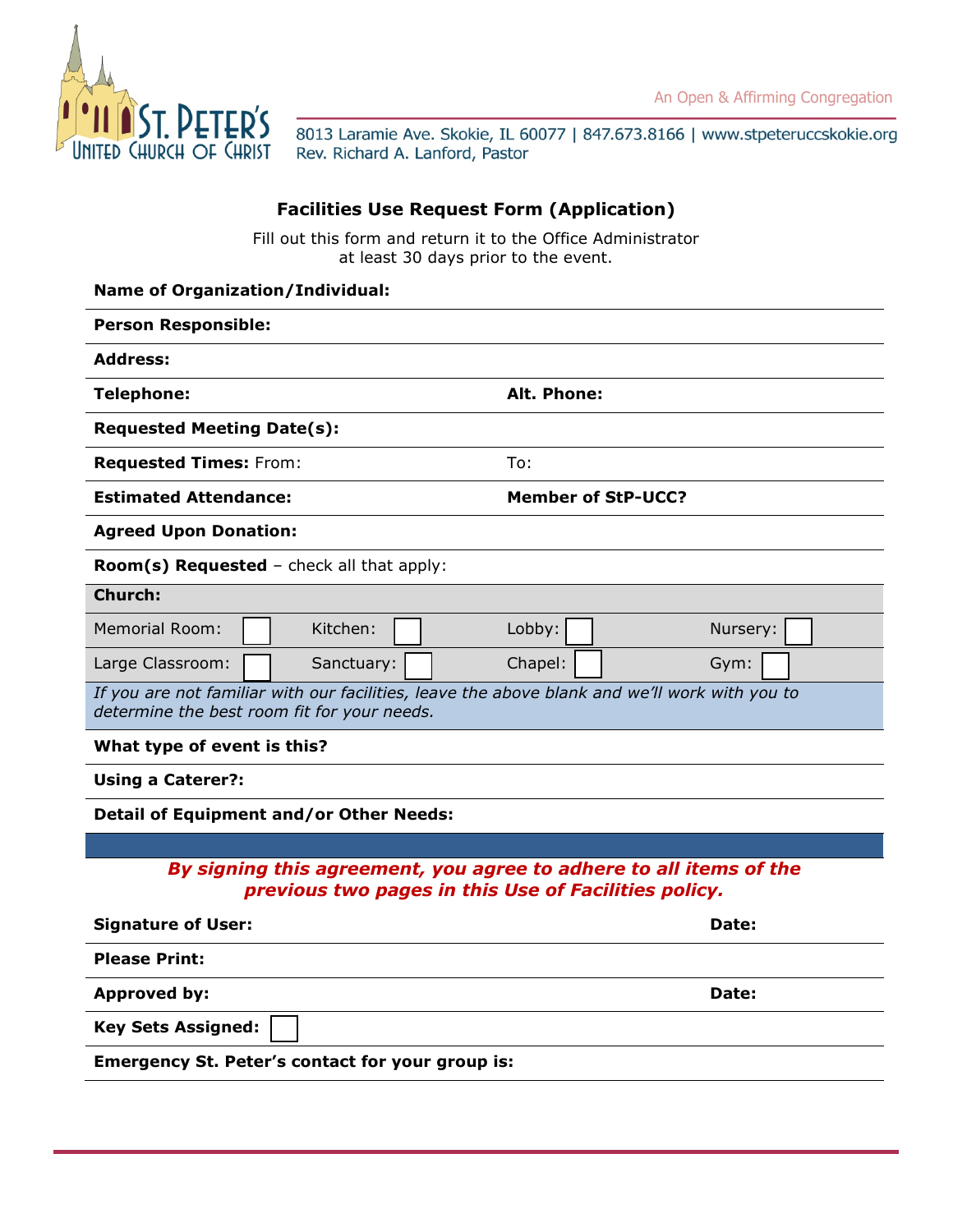St. Peter's United Church of Christ

An Open & Affirming Congregation

8013 Laramie Ave. Skokie, IL 60077 | 847.673.8166 | www.stpeteruccskokie.org
Rev. Richard A. Lanford, Pastor

## Facilities Use Request Form (Application)

Fill out this form and return it to the Office Administrator
at least 30 days prior to the event.

**Name of Organization/Individual:**

**Person Responsible:**

**Address:**

**Telephone:** **Alt. Phone:**

**Requested Meeting Date(s):**

**Requested Times:** From: To:

**Estimated Attendance:** **Member of StP-UCC?**

**Agreed Upon Donation:**

**Room(s) Requested** – check all that apply:

**Church:**

| | | | |
|---|---|---|---|
| Memorial Room: ☐ | Kitchen: ☐ | Lobby: ☐ | Nursery: ☐ |
| Large Classroom: ☐ | Sanctuary: ☐ | Chapel: ☐ | Gym: ☐ |

*If you are not familiar with our facilities, leave the above blank and we'll work with you to determine the best room fit for your needs.*

**What type of event is this?**

**Using a Caterer?:**

**Detail of Equipment and/or Other Needs:**

***By signing this agreement, you agree to adhere to all items of the previous two pages in this Use of Facilities policy.***

**Signature of User:** **Date:**

**Please Print:**

**Approved by:** **Date:**

**Key Sets Assigned:** ☐

**Emergency St. Peter's contact for your group is:**